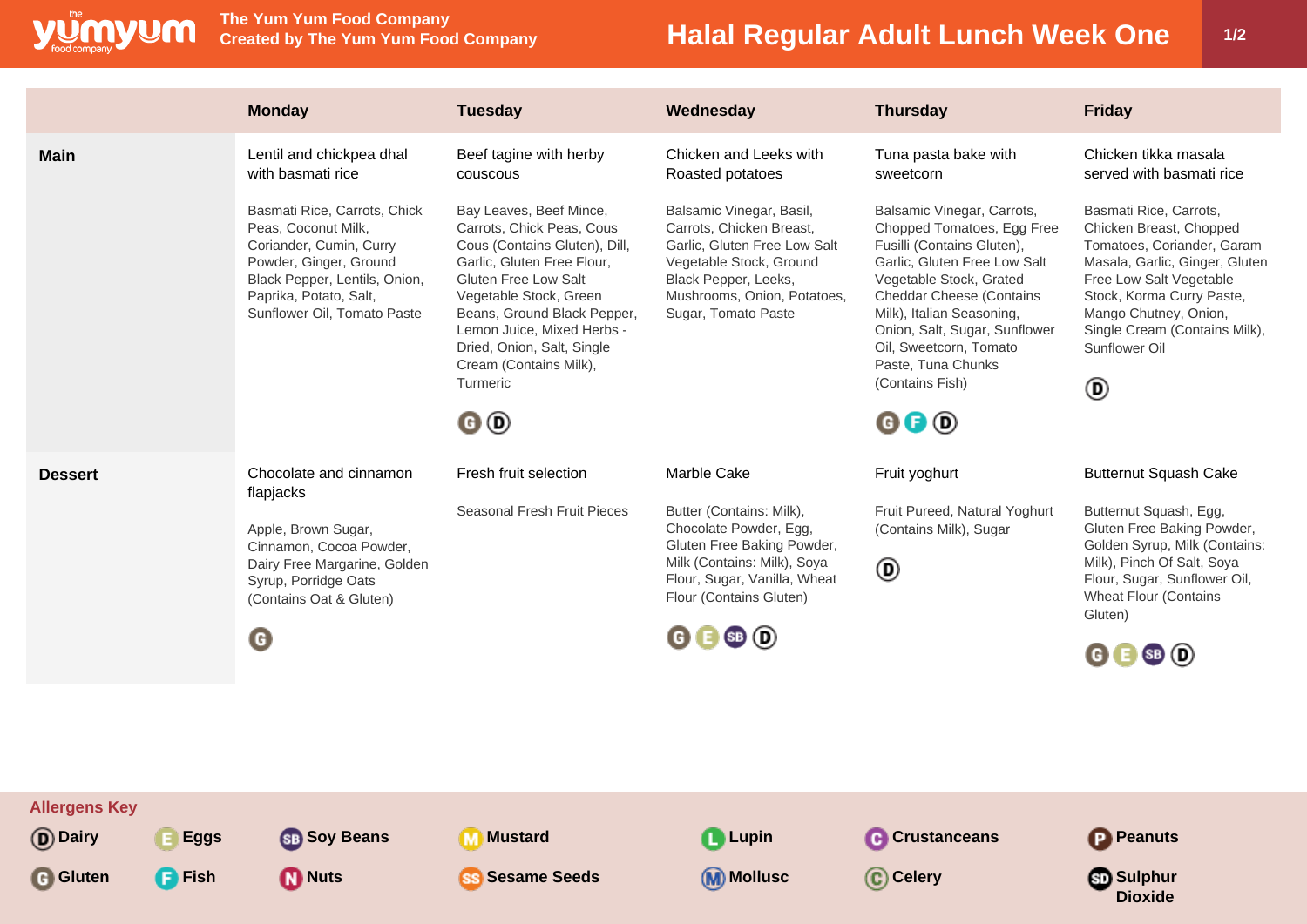The Yum Yum Food Company
Created by The Yum Yum Food Company

# Halal Regular Adult Lunch Week One

| | Monday | Tuesday | Wednesday | Thursday | Friday |
|---|---|---|---|---|---|
| **Main** | Lentil and chickpea dhal with basmati rice<br><br>Basmati Rice, Carrots, Chick Peas, Coconut Milk, Coriander, Cumin, Curry Powder, Ginger, Ground Black Pepper, Lentils, Onion, Paprika, Potato, Salt, Sunflower Oil, Tomato Paste | Beef tagine with herby couscous<br><br>Bay Leaves, Beef Mince, Carrots, Chick Peas, Cous Cous (Contains Gluten), Dill, Garlic, Gluten Free Flour, Gluten Free Low Salt Vegetable Stock, Green Beans, Ground Black Pepper, Lemon Juice, Mixed Herbs - Dried, Onion, Salt, Single Cream (Contains Milk), Turmeric<br><br>G D | Chicken and Leeks with Roasted potatoes<br><br>Balsamic Vinegar, Basil, Carrots, Chicken Breast, Garlic, Gluten Free Low Salt Vegetable Stock, Ground Black Pepper, Leeks, Mushrooms, Onion, Potatoes, Sugar, Tomato Paste | Tuna pasta bake with sweetcorn<br><br>Balsamic Vinegar, Carrots, Chopped Tomatoes, Egg Free Fusilli (Contains Gluten), Garlic, Gluten Free Low Salt Vegetable Stock, Grated Cheddar Cheese (Contains Milk), Italian Seasoning, Onion, Salt, Sugar, Sunflower Oil, Sweetcorn, Tomato Paste, Tuna Chunks (Contains Fish)<br><br>G F D | Chicken tikka masala served with basmati rice<br><br>Basmati Rice, Carrots, Chicken Breast, Chopped Tomatoes, Coriander, Garam Masala, Garlic, Ginger, Gluten Free Low Salt Vegetable Stock, Korma Curry Paste, Mango Chutney, Onion, Single Cream (Contains Milk), Sunflower Oil<br><br>D |
| **Dessert** | Chocolate and cinnamon flapjacks<br><br>Apple, Brown Sugar, Cinnamon, Cocoa Powder, Dairy Free Margarine, Golden Syrup, Porridge Oats (Contains Oat & Gluten)<br><br>G | Fresh fruit selection<br><br>Seasonal Fresh Fruit Pieces | Marble Cake<br><br>Butter (Contains: Milk), Chocolate Powder, Egg, Gluten Free Baking Powder, Milk (Contains: Milk), Soya Flour, Sugar, Vanilla, Wheat Flour (Contains Gluten)<br><br>G E SB D | Fruit yoghurt<br><br>Fruit Pureed, Natural Yoghurt (Contains Milk), Sugar<br><br>D | Butternut Squash Cake<br><br>Butternut Squash, Egg, Gluten Free Baking Powder, Golden Syrup, Milk (Contains: Milk), Pinch Of Salt, Soya Flour, Sugar, Sunflower Oil, Wheat Flour (Contains Gluten)<br><br>G E SB D |

## Allergens Key

- **D** Dairy
- **E** Eggs
- **SB** Soy Beans
- **M** Mustard
- **L** Lupin
- **C** Crustaceans
- **P** Peanuts
- **G** Gluten
- **F** Fish
- **N** Nuts
- **SS** Sesame Seeds
- **M** Mollusc
- **C** Celery
- **SD** Sulphur Dioxide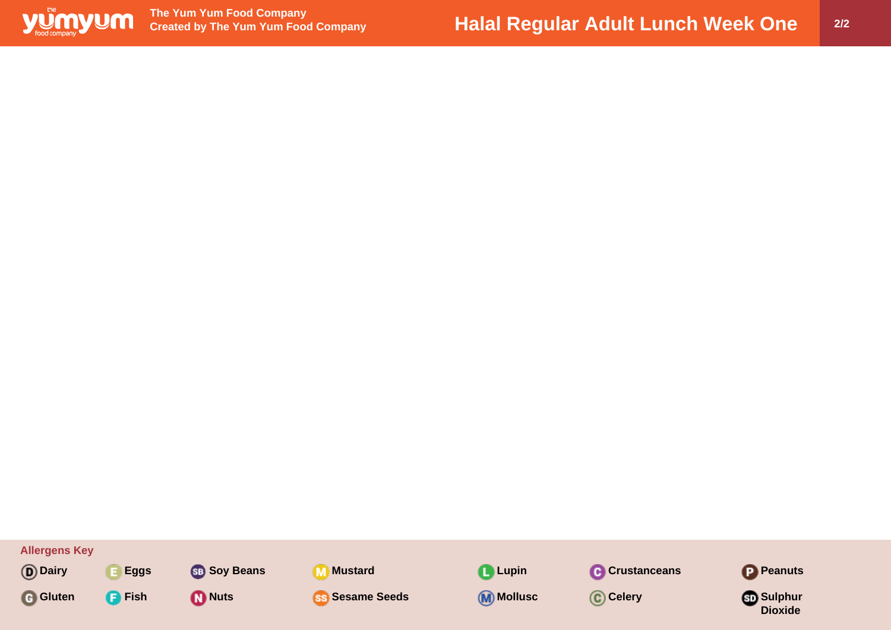# Halal Regular Adult Lunch Week One

The Yum Yum Food Company
Created by The Yum Yum Food Company

**Allergens Key**

| | | | | | | |
|---|---|---|---|---|---|---|
| D Dairy | E Eggs | SB Soy Beans | M Mustard | L Lupin | C Crustanceans | P Peanuts |
| G Gluten | F Fish | N Nuts | SS Sesame Seeds | M Mollusc | C Celery | SD Sulphur Dioxide |